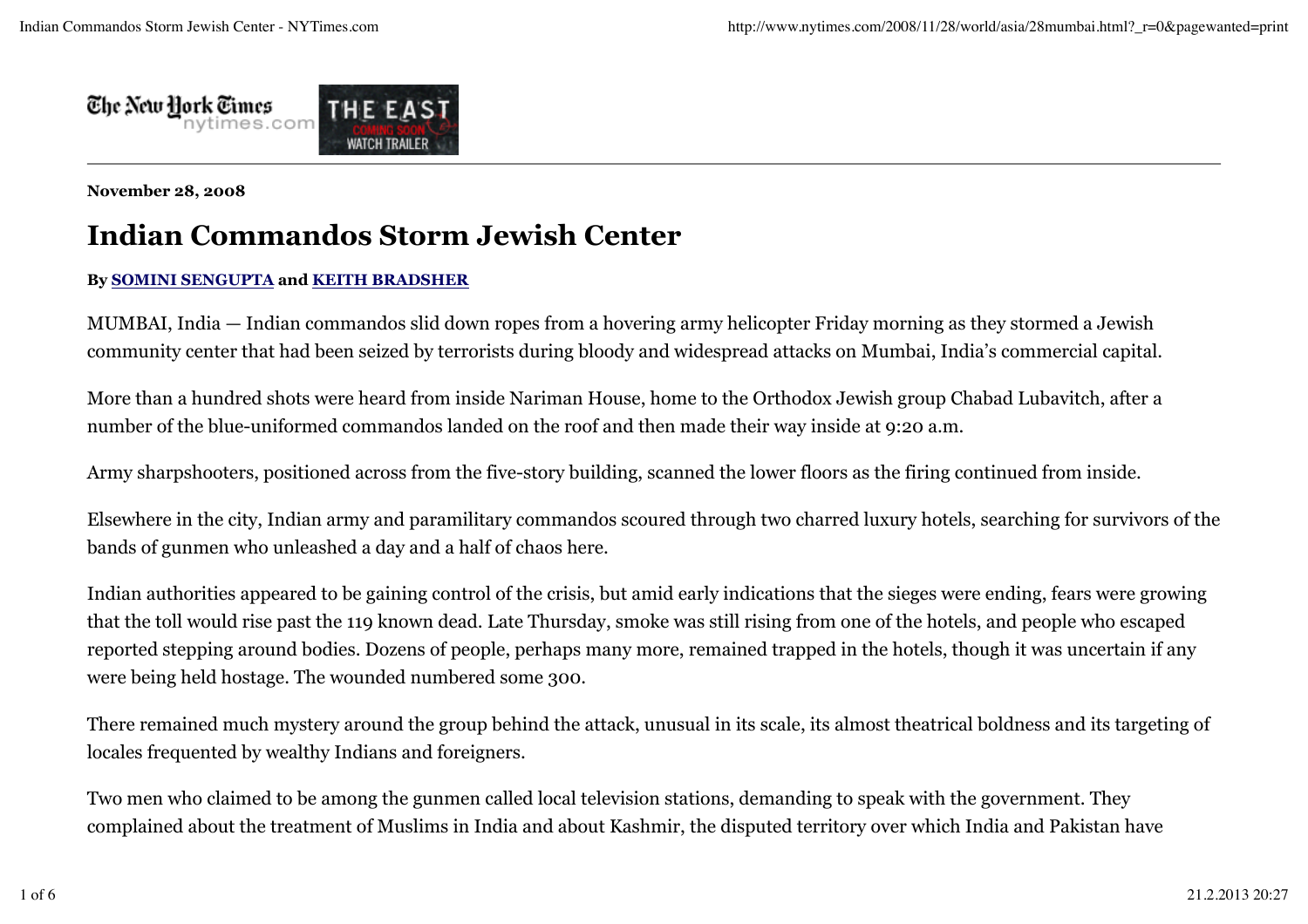**November 28, 2008**

# Indian Commandos Storm Jewish Center

**By SOMINI SENGUPTA and KEITH BRADSHER**

MUMBAI, India — Indian commandos slid down ropes from a hovering army helicopter Friday morning as they stormed a Jewish community center that had been seized by terrorists during bloody and widespread attacks on Mumbai, India's commercial capital.

More than a hundred shots were heard from inside Nariman House, home to the Orthodox Jewish group Chabad Lubavitch, after a number of the blue-uniformed commandos landed on the roof and then made their way inside at 9:20 a.m.

Army sharpshooters, positioned across from the five-story building, scanned the lower floors as the firing continued from inside.

Elsewhere in the city, Indian army and paramilitary commandos scoured through two charred luxury hotels, searching for survivors of the bands of gunmen who unleashed a day and a half of chaos here.

Indian authorities appeared to be gaining control of the crisis, but amid early indications that the sieges were ending, fears were growing that the toll would rise past the 119 known dead. Late Thursday, smoke was still rising from one of the hotels, and people who escaped reported stepping around bodies. Dozens of people, perhaps many more, remained trapped in the hotels, though it was uncertain if any were being held hostage. The wounded numbered some 300.

There remained much mystery around the group behind the attack, unusual in its scale, its almost theatrical boldness and its targeting of locales frequented by wealthy Indians and foreigners.

Two men who claimed to be among the gunmen called local television stations, demanding to speak with the government. They complained about the treatment of Muslims in India and about Kashmir, the disputed territory over which India and Pakistan have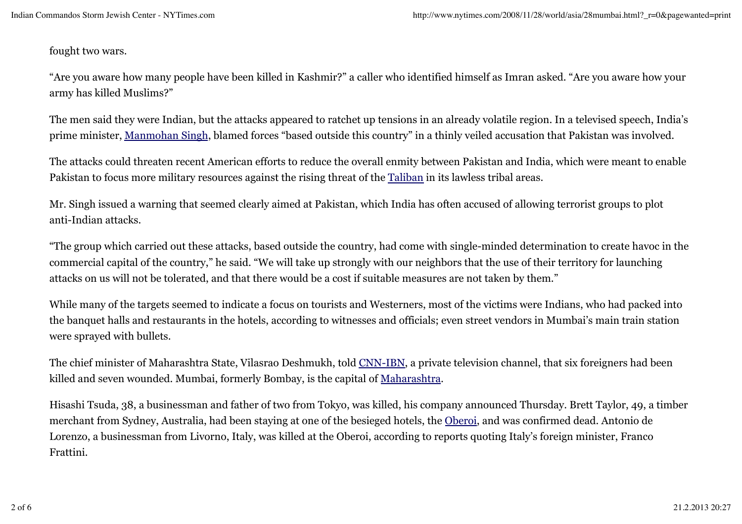fought two wars.

“Are you aware how many people have been killed in Kashmir?” a caller who identified himself as Imran asked. “Are you aware how your army has killed Muslims?”

The men said they were Indian, but the attacks appeared to ratchet up tensions in an already volatile region. In a televised speech, India’s prime minister, Manmohan Singh, blamed forces “based outside this country” in a thinly veiled accusation that Pakistan was involved.

The attacks could threaten recent American efforts to reduce the overall enmity between Pakistan and India, which were meant to enable Pakistan to focus more military resources against the rising threat of the Taliban in its lawless tribal areas.

Mr. Singh issued a warning that seemed clearly aimed at Pakistan, which India has often accused of allowing terrorist groups to plot anti-Indian attacks.

“The group which carried out these attacks, based outside the country, had come with single-minded determination to create havoc in the commercial capital of the country,” he said. “We will take up strongly with our neighbors that the use of their territory for launching attacks on us will not be tolerated, and that there would be a cost if suitable measures are not taken by them.”

While many of the targets seemed to indicate a focus on tourists and Westerners, most of the victims were Indians, who had packed into the banquet halls and restaurants in the hotels, according to witnesses and officials; even street vendors in Mumbai’s main train station were sprayed with bullets.

The chief minister of Maharashtra State, Vilasrao Deshmukh, told CNN-IBN, a private television channel, that six foreigners had been killed and seven wounded. Mumbai, formerly Bombay, is the capital of Maharashtra.

Hisashi Tsuda, 38, a businessman and father of two from Tokyo, was killed, his company announced Thursday. Brett Taylor, 49, a timber merchant from Sydney, Australia, had been staying at one of the besieged hotels, the Oberoi, and was confirmed dead. Antonio de Lorenzo, a businessman from Livorno, Italy, was killed at the Oberoi, according to reports quoting Italy’s foreign minister, Franco Frattini.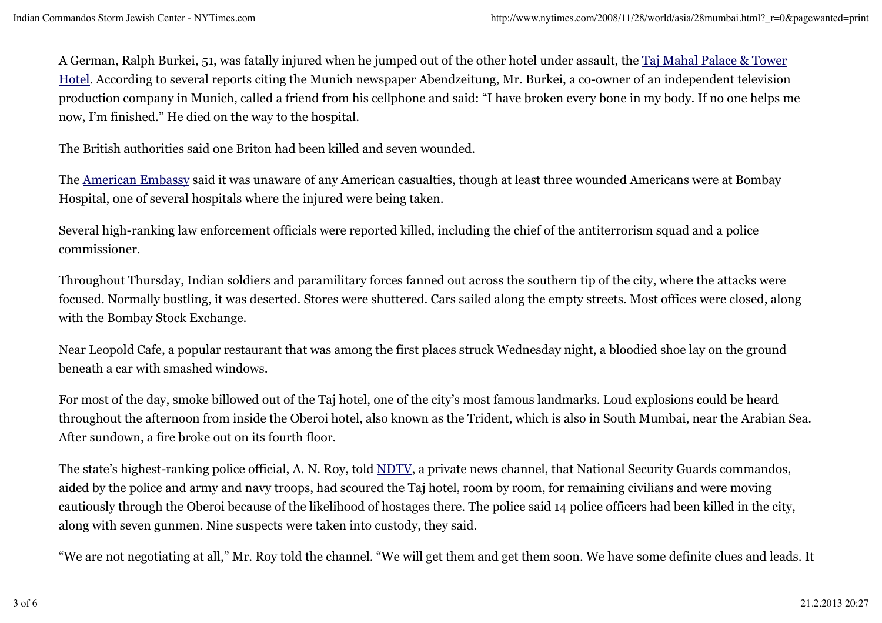A German, Ralph Burkei, 51, was fatally injured when he jumped out of the other hotel under assault, the Taj Mahal Palace & Tower Hotel. According to several reports citing the Munich newspaper Abendzeitung, Mr. Burkei, a co-owner of an independent television production company in Munich, called a friend from his cellphone and said: “I have broken every bone in my body. If no one helps me now, I’m finished.” He died on the way to the hospital.

The British authorities said one Briton had been killed and seven wounded.

The American Embassy said it was unaware of any American casualties, though at least three wounded Americans were at Bombay Hospital, one of several hospitals where the injured were being taken.

Several high-ranking law enforcement officials were reported killed, including the chief of the antiterrorism squad and a police commissioner.

Throughout Thursday, Indian soldiers and paramilitary forces fanned out across the southern tip of the city, where the attacks were focused. Normally bustling, it was deserted. Stores were shuttered. Cars sailed along the empty streets. Most offices were closed, along with the Bombay Stock Exchange.

Near Leopold Cafe, a popular restaurant that was among the first places struck Wednesday night, a bloodied shoe lay on the ground beneath a car with smashed windows.

For most of the day, smoke billowed out of the Taj hotel, one of the city’s most famous landmarks. Loud explosions could be heard throughout the afternoon from inside the Oberoi hotel, also known as the Trident, which is also in South Mumbai, near the Arabian Sea. After sundown, a fire broke out on its fourth floor.

The state’s highest-ranking police official, A. N. Roy, told NDTV, a private news channel, that National Security Guards commandos, aided by the police and army and navy troops, had scoured the Taj hotel, room by room, for remaining civilians and were moving cautiously through the Oberoi because of the likelihood of hostages there. The police said 14 police officers had been killed in the city, along with seven gunmen. Nine suspects were taken into custody, they said.

“We are not negotiating at all,” Mr. Roy told the channel. “We will get them and get them soon. We have some definite clues and leads. It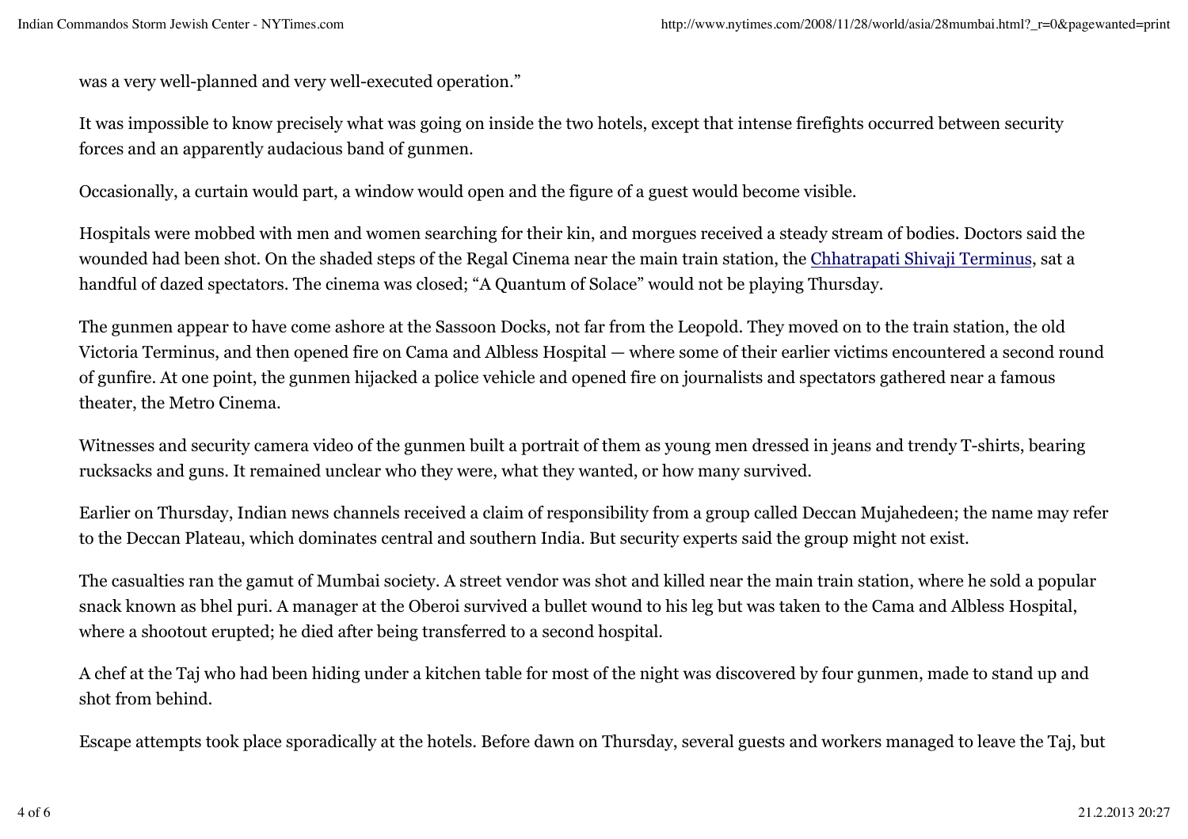was a very well-planned and very well-executed operation."

It was impossible to know precisely what was going on inside the two hotels, except that intense firefights occurred between security forces and an apparently audacious band of gunmen.

Occasionally, a curtain would part, a window would open and the figure of a guest would become visible.

Hospitals were mobbed with men and women searching for their kin, and morgues received a steady stream of bodies. Doctors said the wounded had been shot. On the shaded steps of the Regal Cinema near the main train station, the Chhatrapati Shivaji Terminus, sat a handful of dazed spectators. The cinema was closed; "A Quantum of Solace" would not be playing Thursday.

The gunmen appear to have come ashore at the Sassoon Docks, not far from the Leopold. They moved on to the train station, the old Victoria Terminus, and then opened fire on Cama and Albless Hospital — where some of their earlier victims encountered a second round of gunfire. At one point, the gunmen hijacked a police vehicle and opened fire on journalists and spectators gathered near a famous theater, the Metro Cinema.

Witnesses and security camera video of the gunmen built a portrait of them as young men dressed in jeans and trendy T-shirts, bearing rucksacks and guns. It remained unclear who they were, what they wanted, or how many survived.

Earlier on Thursday, Indian news channels received a claim of responsibility from a group called Deccan Mujahedeen; the name may refer to the Deccan Plateau, which dominates central and southern India. But security experts said the group might not exist.

The casualties ran the gamut of Mumbai society. A street vendor was shot and killed near the main train station, where he sold a popular snack known as bhel puri. A manager at the Oberoi survived a bullet wound to his leg but was taken to the Cama and Albless Hospital, where a shootout erupted; he died after being transferred to a second hospital.

A chef at the Taj who had been hiding under a kitchen table for most of the night was discovered by four gunmen, made to stand up and shot from behind.

Escape attempts took place sporadically at the hotels. Before dawn on Thursday, several guests and workers managed to leave the Taj, but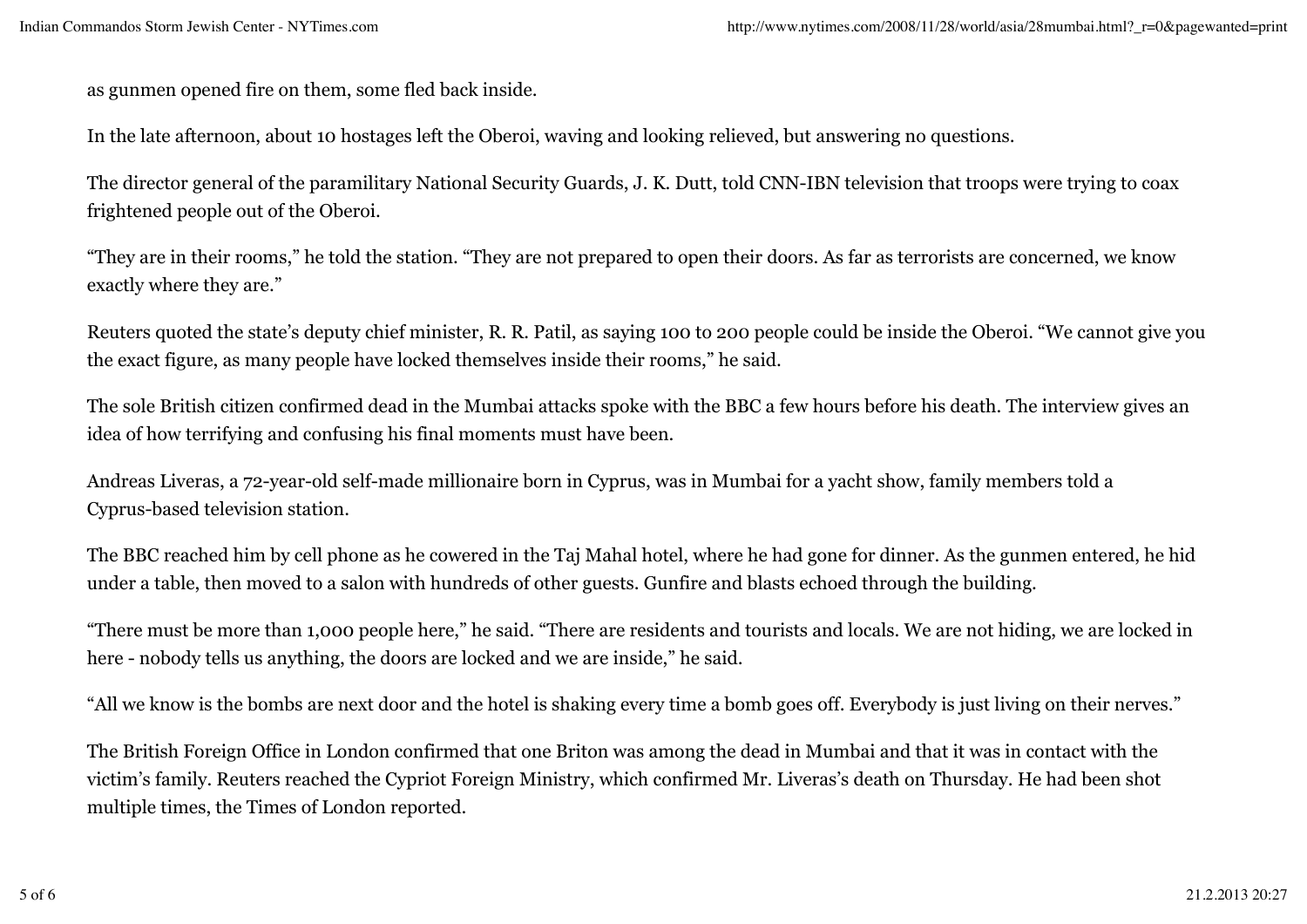as gunmen opened fire on them, some fled back inside.

In the late afternoon, about 10 hostages left the Oberoi, waving and looking relieved, but answering no questions.

The director general of the paramilitary National Security Guards, J. K. Dutt, told CNN-IBN television that troops were trying to coax frightened people out of the Oberoi.

“They are in their rooms,” he told the station. “They are not prepared to open their doors. As far as terrorists are concerned, we know exactly where they are.”

Reuters quoted the state’s deputy chief minister, R. R. Patil, as saying 100 to 200 people could be inside the Oberoi. “We cannot give you the exact figure, as many people have locked themselves inside their rooms,” he said.

The sole British citizen confirmed dead in the Mumbai attacks spoke with the BBC a few hours before his death. The interview gives an idea of how terrifying and confusing his final moments must have been.

Andreas Liveras, a 72-year-old self-made millionaire born in Cyprus, was in Mumbai for a yacht show, family members told a Cyprus-based television station.

The BBC reached him by cell phone as he cowered in the Taj Mahal hotel, where he had gone for dinner. As the gunmen entered, he hid under a table, then moved to a salon with hundreds of other guests. Gunfire and blasts echoed through the building.

“There must be more than 1,000 people here,” he said. “There are residents and tourists and locals. We are not hiding, we are locked in here - nobody tells us anything, the doors are locked and we are inside,” he said.

“All we know is the bombs are next door and the hotel is shaking every time a bomb goes off. Everybody is just living on their nerves.”

The British Foreign Office in London confirmed that one Briton was among the dead in Mumbai and that it was in contact with the victim’s family. Reuters reached the Cypriot Foreign Ministry, which confirmed Mr. Liveras’s death on Thursday. He had been shot multiple times, the Times of London reported.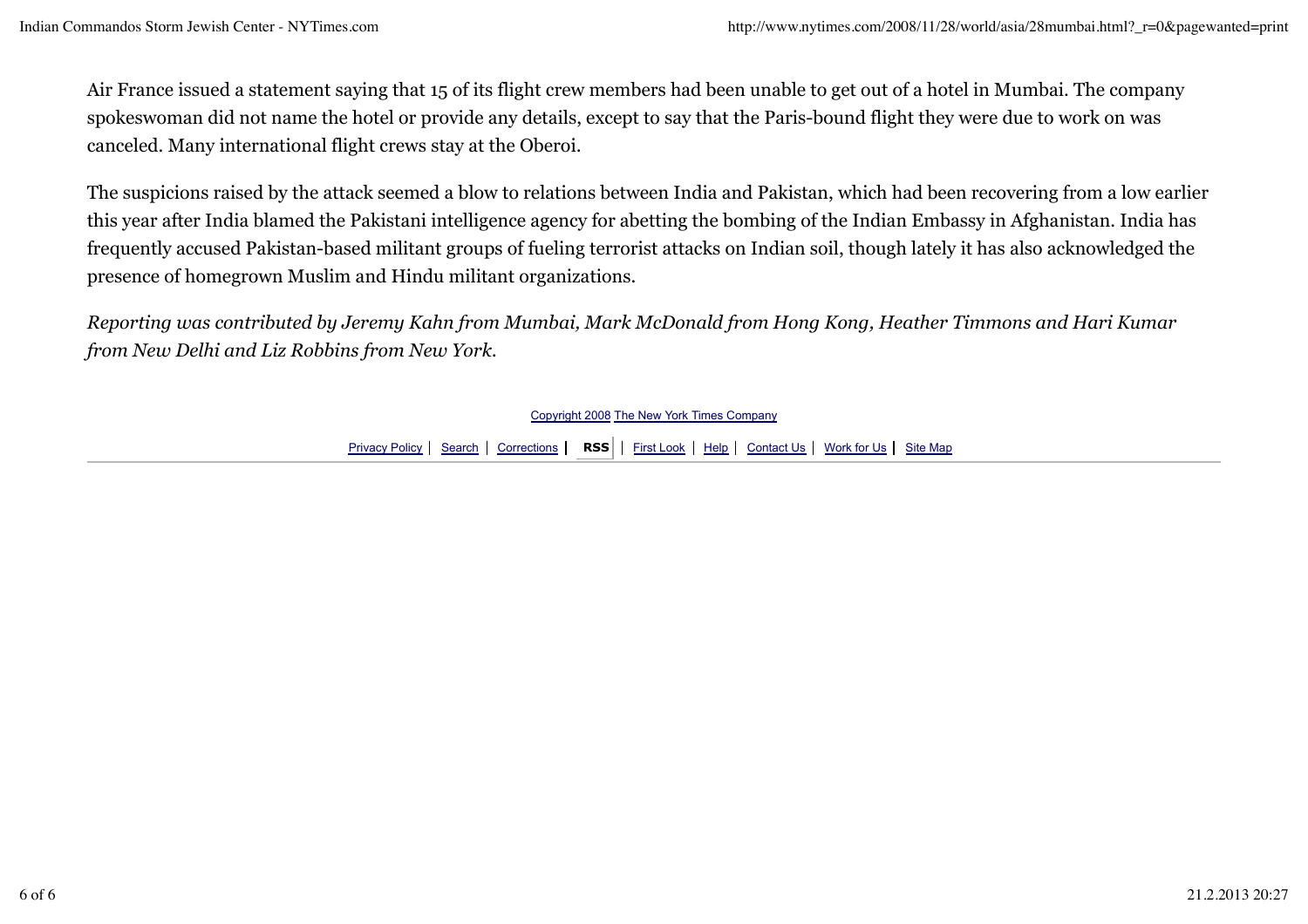Air France issued a statement saying that 15 of its flight crew members had been unable to get out of a hotel in Mumbai. The company spokeswoman did not name the hotel or provide any details, except to say that the Paris-bound flight they were due to work on was canceled. Many international flight crews stay at the Oberoi.

The suspicions raised by the attack seemed a blow to relations between India and Pakistan, which had been recovering from a low earlier this year after India blamed the Pakistani intelligence agency for abetting the bombing of the Indian Embassy in Afghanistan. India has frequently accused Pakistan-based militant groups of fueling terrorist attacks on Indian soil, though lately it has also acknowledged the presence of homegrown Muslim and Hindu militant organizations.

*Reporting was contributed by Jeremy Kahn from Mumbai, Mark McDonald from Hong Kong, Heather Timmons and Hari Kumar from New Delhi and Liz Robbins from New York.*

Copyright 2008 The New York Times Company

Privacy Policy | Search | Corrections | RSS | First Look | Help | Contact Us | Work for Us | Site Map